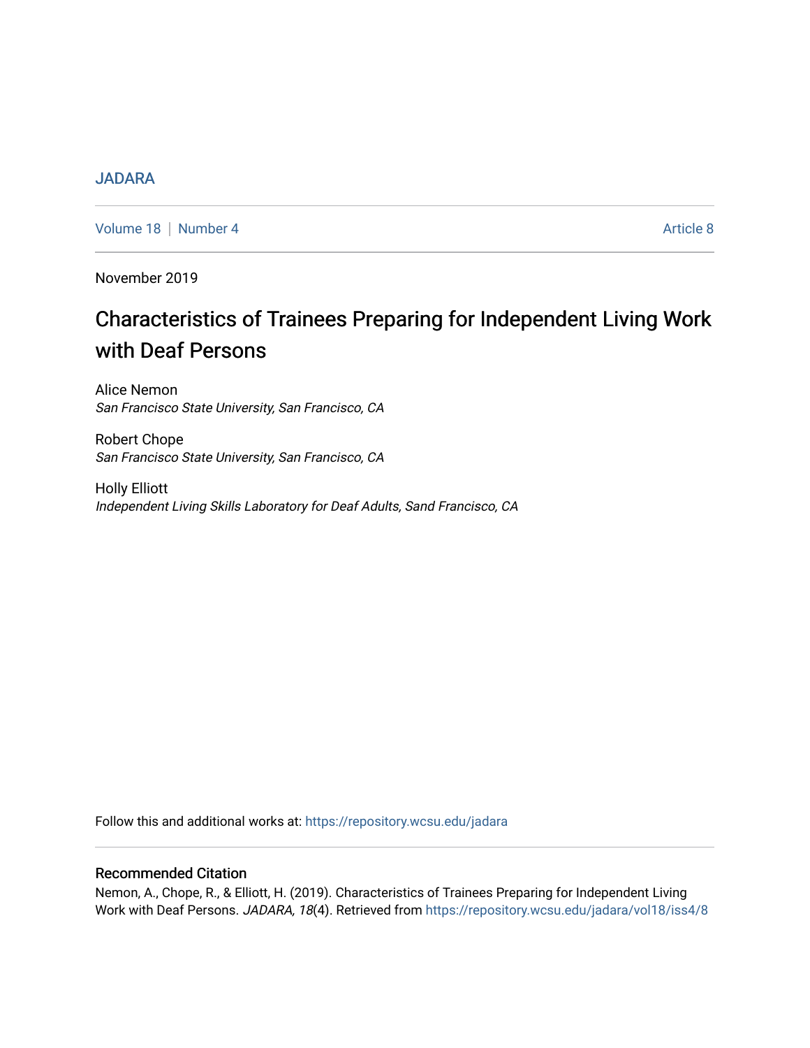JADARA

Volume 18 | Number 4 — Article 8

November 2019

# Characteristics of Trainees Preparing for Independent Living Work with Deaf Persons

Alice Nemon
*San Francisco State University, San Francisco, CA*

Robert Chope
*San Francisco State University, San Francisco, CA*

Holly Elliott
*Independent Living Skills Laboratory for Deaf Adults, Sand Francisco, CA*

Follow this and additional works at: https://repository.wcsu.edu/jadara

## Recommended Citation

Nemon, A., Chope, R., & Elliott, H. (2019). Characteristics of Trainees Preparing for Independent Living Work with Deaf Persons. *JADARA, 18*(4). Retrieved from https://repository.wcsu.edu/jadara/vol18/iss4/8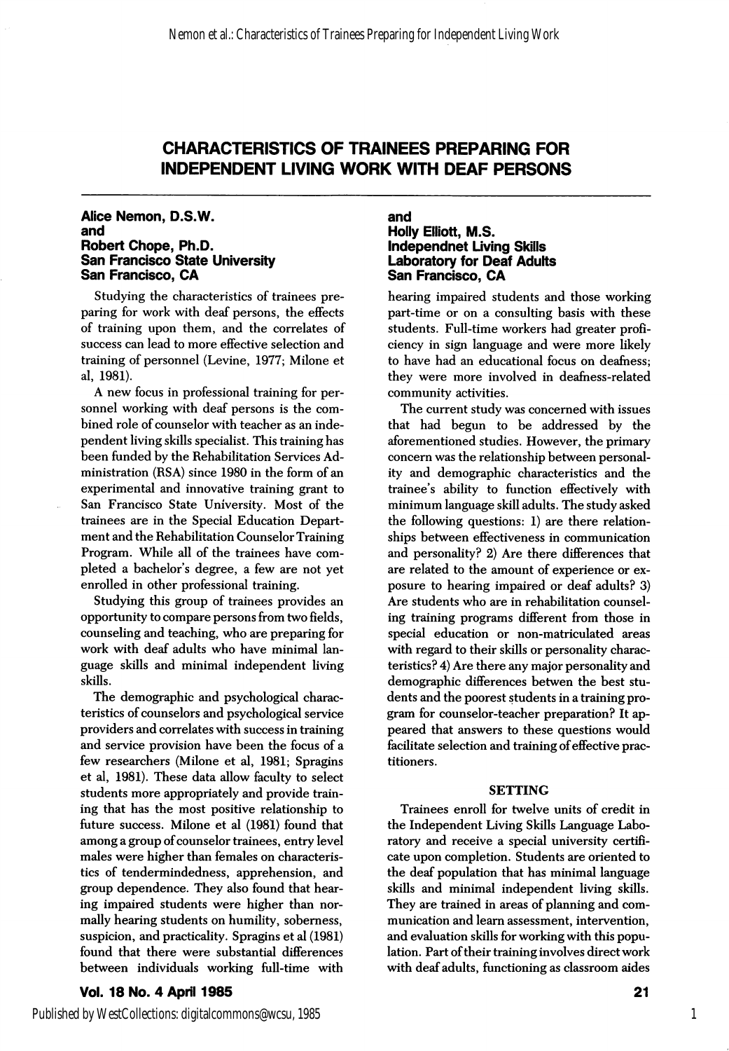# CHARACTERISTICS OF TRAINEES PREPARING FOR INDEPENDENT LIVING WORK WITH DEAF PERSONS

**Alice Nemon, D.S.W.**
**and**
**Robert Chope, Ph.D.**
**San Francisco State University**
**San Francisco, CA**

**and**
**Holly Elliott, M.S.**
**Independnet Living Skills Laboratory for Deaf Adults**
**San Francisco, CA**

Studying the characteristics of trainees preparing for work with deaf persons, the effects of training upon them, and the correlates of success can lead to more effective selection and training of personnel (Levine, 1977; Milone et al, 1981).

A new focus in professional training for personnel working with deaf persons is the combined role of counselor with teacher as an independent living skills specialist. This training has been funded by the Rehabilitation Services Administration (RSA) since 1980 in the form of an experimental and innovative training grant to San Francisco State University. Most of the trainees are in the Special Education Department and the Rehabilitation Counselor Training Program. While all of the trainees have completed a bachelor's degree, a few are not yet enrolled in other professional training.

Studying this group of trainees provides an opportunity to compare persons from two fields, counseling and teaching, who are preparing for work with deaf adults who have minimal language skills and minimal independent living skills.

The demographic and psychological characteristics of counselors and psychological service providers and correlates with success in training and service provision have been the focus of a few researchers (Milone et al, 1981; Spragins et al, 1981). These data allow faculty to select students more appropriately and provide training that has the most positive relationship to future success. Milone et al (1981) found that among a group of counselor trainees, entry level males were higher than females on characteristics of tendermindedness, apprehension, and group dependence. They also found that hearing impaired students were higher than normally hearing students on humility, soberness, suspicion, and practicality. Spragins et al (1981) found that there were substantial differences between individuals working full-time with hearing impaired students and those working part-time or on a consulting basis with these students. Full-time workers had greater proficiency in sign language and were more likely to have had an educational focus on deafness; they were more involved in deafness-related community activities.

The current study was concerned with issues that had begun to be addressed by the aforementioned studies. However, the primary concern was the relationship between personality and demographic characteristics and the trainee's ability to function effectively with minimum language skill adults. The study asked the following questions: 1) are there relationships between effectiveness in communication and personality? 2) Are there differences that are related to the amount of experience or exposure to hearing impaired or deaf adults? 3) Are students who are in rehabilitation counseling training programs different from those in special education or non-matriculated areas with regard to their skills or personality characteristics? 4) Are there any major personality and demographic differences betwen the best students and the poorest students in a training program for counselor-teacher preparation? It appeared that answers to these questions would facilitate selection and training of effective practitioners.

## SETTING

Trainees enroll for twelve units of credit in the Independent Living Skills Language Laboratory and receive a special university certificate upon completion. Students are oriented to the deaf population that has minimal language skills and minimal independent living skills. They are trained in areas of planning and communication and learn assessment, intervention, and evaluation skills for working with this population. Part of their training involves direct work with deaf adults, functioning as classroom aides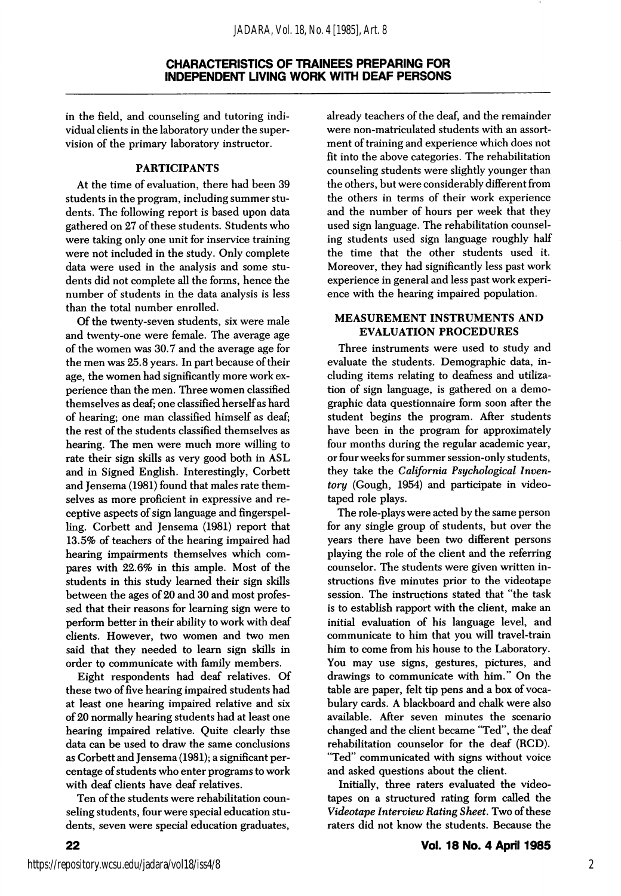in the field, and counseling and tutoring individual clients in the laboratory under the supervision of the primary laboratory instructor.

## PARTICIPANTS

At the time of evaluation, there had been 39 students in the program, including summer students. The following report is based upon data gathered on 27 of these students. Students who were taking only one unit for inservice training were not included in the study. Only complete data were used in the analysis and some students did not complete all the forms, hence the number of students in the data analysis is less than the total number enrolled.

Of the twenty-seven students, six were male and twenty-one were female. The average age of the women was 30.7 and the average age for the men was 25.8 years. In part because of their age, the women had significantly more work experience than the men. Three women classified themselves as deaf; one classified herself as hard of hearing; one man classified himself as deaf; the rest of the students classified themselves as hearing. The men were much more willing to rate their sign skills as very good both in ASL and in Signed English. Interestingly, Corbett and Jensema (1981) found that males rate themselves as more proficient in expressive and receptive aspects of sign language and fingerspelling. Corbett and Jensema (1981) report that 13.5% of teachers of the hearing impaired had hearing impairments themselves which compares with 22.6% in this ample. Most of the students in this study learned their sign skills between the ages of 20 and 30 and most professed that their reasons for learning sign were to perform better in their ability to work with deaf clients. However, two women and two men said that they needed to learn sign skills in order to communicate with family members.

Eight respondents had deaf relatives. Of these two of five hearing impaired students had at least one hearing impaired relative and six of 20 normally hearing students had at least one hearing impaired relative. Quite clearly thse data can be used to draw the same conclusions as Corbett and Jensema (1981); a significant percentage of students who enter programs to work with deaf clients have deaf relatives.

Ten of the students were rehabilitation counseling students, four were special education students, seven were special education graduates, already teachers of the deaf, and the remainder were non-matriculated students with an assortment of training and experience which does not fit into the above categories. The rehabilitation counseling students were slightly younger than the others, but were considerably different from the others in terms of their work experience and the number of hours per week that they used sign language. The rehabilitation counseling students used sign language roughly half the time that the other students used it. Moreover, they had significantly less past work experience in general and less past work experience with the hearing impaired population.

## MEASUREMENT INSTRUMENTS AND EVALUATION PROCEDURES

Three instruments were used to study and evaluate the students. Demographic data, including items relating to deafness and utilization of sign language, is gathered on a demographic data questionnaire form soon after the student begins the program. After students have been in the program for approximately four months during the regular academic year, or four weeks for summer session-only students, they take the *California Psychological Inventory* (Gough, 1954) and participate in videotaped role plays.

The role-plays were acted by the same person for any single group of students, but over the years there have been two different persons playing the role of the client and the referring counselor. The students were given written instructions five minutes prior to the videotape session. The instructions stated that "the task is to establish rapport with the client, make an initial evaluation of his language level, and communicate to him that you will travel-train him to come from his house to the Laboratory. You may use signs, gestures, pictures, and drawings to communicate with him." On the table are paper, felt tip pens and a box of vocabulary cards. A blackboard and chalk were also available. After seven minutes the scenario changed and the client became "Ted", the deaf rehabilitation counselor for the deaf (RCD). "Ted" communicated with signs without voice and asked questions about the client.

Initially, three raters evaluated the videotapes on a structured rating form called the *Videotape Interview Rating Sheet*. Two of these raters did not know the students. Because the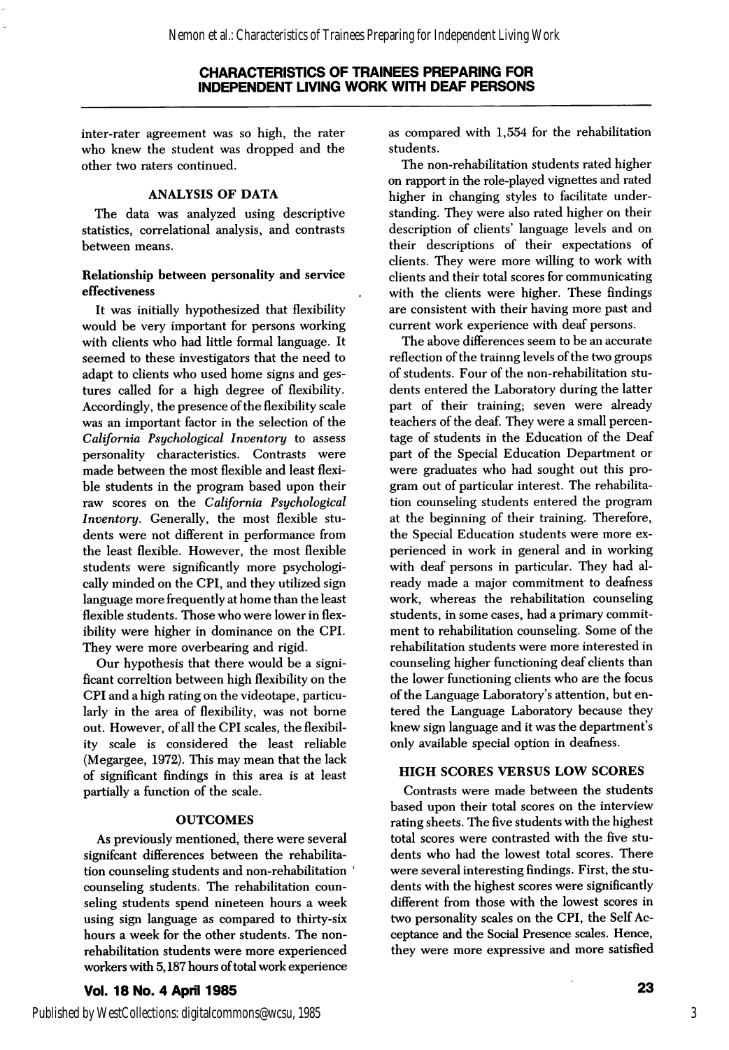inter-rater agreement was so high, the rater who knew the student was dropped and the other two raters continued.

## ANALYSIS OF DATA

The data was analyzed using descriptive statistics, correlational analysis, and contrasts between means.

### Relationship between personality and service effectiveness

It was initially hypothesized that flexibility would be very important for persons working with clients who had little formal language. It seemed to these investigators that the need to adapt to clients who used home signs and gestures called for a high degree of flexibility. Accordingly, the presence of the flexibility scale was an important factor in the selection of the *California Psychological Inventory* to assess personality characteristics. Contrasts were made between the most flexible and least flexible students in the program based upon their raw scores on the *California Psychological Inventory*. Generally, the most flexible students were not different in performance from the least flexible. However, the most flexible students were significantly more psychologically minded on the CPI, and they utilized sign language more frequently at home than the least flexible students. Those who were lower in flexibility were higher in dominance on the CPI. They were more overbearing and rigid.

Our hypothesis that there would be a significant correltion between high flexibility on the CPI and a high rating on the videotape, particularly in the area of flexibility, was not borne out. However, of all the CPI scales, the flexibility scale is considered the least reliable (Megargee, 1972). This may mean that the lack of significant findings in this area is at least partially a function of the scale.

## OUTCOMES

As previously mentioned, there were several signifcant differences between the rehabilitation counseling students and non-rehabilitation counseling students. The rehabilitation counseling students spend nineteen hours a week using sign language as compared to thirty-six hours a week for the other students. The non-rehabilitation students were more experienced workers with 5,187 hours of total work experience as compared with 1,554 for the rehabilitation students.

The non-rehabilitation students rated higher on rapport in the role-played vignettes and rated higher in changing styles to facilitate understanding. They were also rated higher on their description of clients' language levels and on their descriptions of their expectations of clients. They were more willing to work with clients and their total scores for communicating with the clients were higher. These findings are consistent with their having more past and current work experience with deaf persons.

The above differences seem to be an accurate reflection of the trainng levels of the two groups of students. Four of the non-rehabilitation students entered the Laboratory during the latter part of their training; seven were already teachers of the deaf. They were a small percentage of students in the Education of the Deaf part of the Special Education Department or were graduates who had sought out this program out of particular interest. The rehabilitation counseling students entered the program at the beginning of their training. Therefore, the Special Education students were more experienced in work in general and in working with deaf persons in particular. They had already made a major commitment to deafness work, whereas the rehabilitation counseling students, in some cases, had a primary commitment to rehabilitation counseling. Some of the rehabilitation students were more interested in counseling higher functioning deaf clients than the lower functioning clients who are the focus of the Language Laboratory's attention, but entered the Language Laboratory because they knew sign language and it was the department's only available special option in deafness.

## HIGH SCORES VERSUS LOW SCORES

Contrasts were made between the students based upon their total scores on the interview rating sheets. The five students with the highest total scores were contrasted with the five students who had the lowest total scores. There were several interesting findings. First, the students with the highest scores were significantly different from those with the lowest scores in two personality scales on the CPI, the Self Acceptance and the Social Presence scales. Hence, they were more expressive and more satisfied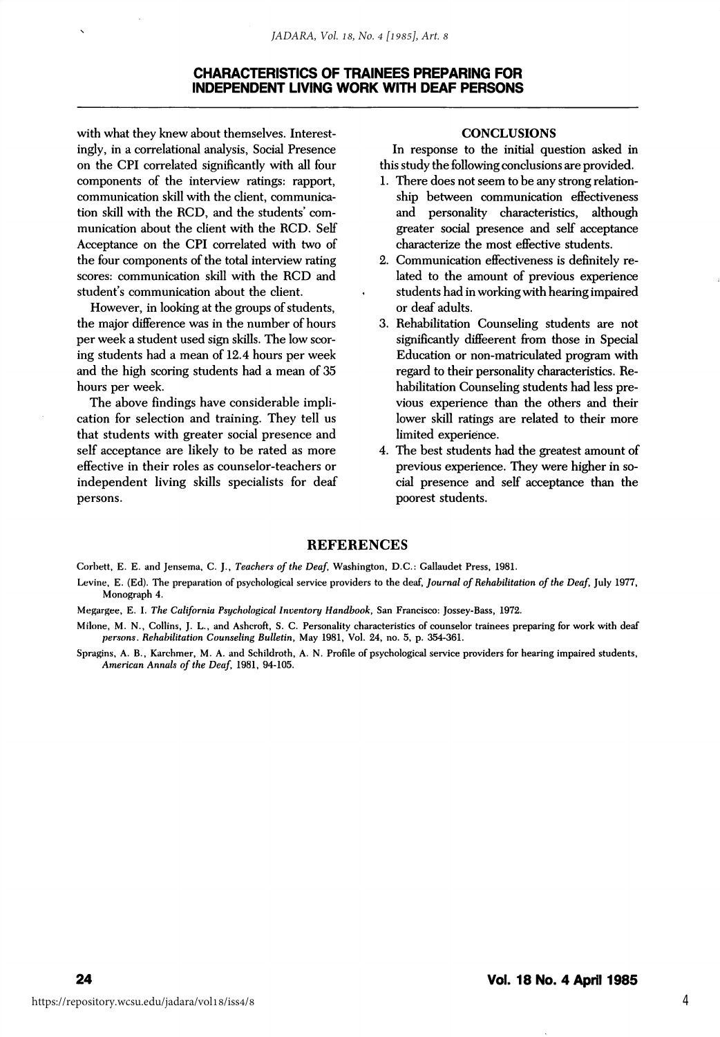with what they knew about themselves. Interestingly, in a correlational analysis, Social Presence on the CPI correlated significantly with all four components of the interview ratings: rapport, communication skill with the client, communication skill with the RCD, and the students' communication about the client with the RCD. Self Acceptance on the CPI correlated with two of the four components of the total interview rating scores: communication skill with the RCD and student's communication about the client.

However, in looking at the groups of students, the major difference was in the number of hours per week a student used sign skills. The low scoring students had a mean of 12.4 hours per week and the high scoring students had a mean of 35 hours per week.

The above findings have considerable implication for selection and training. They tell us that students with greater social presence and self acceptance are likely to be rated as more effective in their roles as counselor-teachers or independent living skills specialists for deaf persons.

## CONCLUSIONS

In response to the initial question asked in this study the following conclusions are provided.

1. There does not seem to be any strong relationship between communication effectiveness and personality characteristics, although greater social presence and self acceptance characterize the most effective students.
2. Communication effectiveness is definitely related to the amount of previous experience students had in working with hearing impaired or deaf adults.
3. Rehabilitation Counseling students are not significantly diffeerent from those in Special Education or non-matriculated program with regard to their personality characteristics. Rehabilitation Counseling students had less previous experience than the others and their lower skill ratings are related to their more limited experience.
4. The best students had the greatest amount of previous experience. They were higher in social presence and self acceptance than the poorest students.

## REFERENCES

Corbett, E. E. and Jensema, C. J., *Teachers of the Deaf*, Washington, D.C.: Gallaudet Press, 1981.

Levine, E. (Ed). The preparation of psychological service providers to the deaf, *Journal of Rehabilitation of the Deaf*, July 1977, Monograph 4.

Megargee, E. I. *The California Psychological Inventory Handbook*, San Francisco: Jossey-Bass, 1972.

Milone, M. N., Collins, J. L., and Ashcroft, S. C. Personality characteristics of counselor trainees preparing for work with deaf persons. *Rehabilitation Counseling Bulletin*, May 1981, Vol. 24, no. 5, p. 354-361.

Spragins, A. B., Karchmer, M. A. and Schildroth, A. N. Profile of psychological service providers for hearing impaired students, *American Annals of the Deaf*, 1981, 94-105.